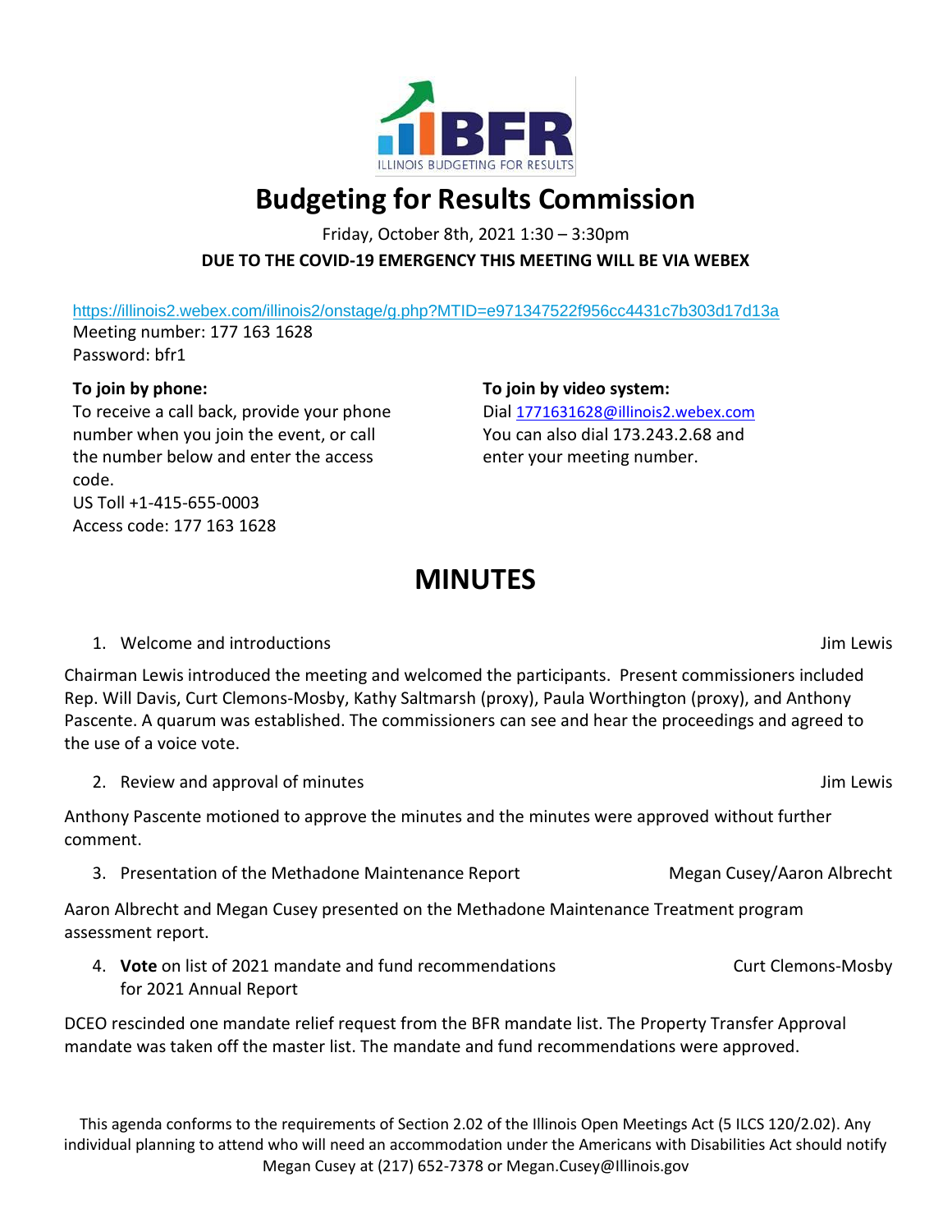# Budgeting for Results Commission

Friday, October 8th, 2021 1:30 – 3:30pm

**DUE TO THE COVID-19 EMERGENCY THIS MEETING WILL BE VIA WEBEX**

https://illinois2.webex.com/illinois2/onstage/g.php?MTID=e971347522f956cc4431c7b303d17d13a

Meeting number: 177 163 1628

Password: bfr1

**To join by phone:**

To receive a call back, provide your phone number when you join the event, or call the number below and enter the access code.

US Toll +1-415-655-0003

Access code: 177 163 1628

**To join by video system:**

Dial 1771631628@illinois2.webex.com

You can also dial 173.243.2.68 and enter your meeting number.

# MINUTES

1. Welcome and introductions — Jim Lewis

Chairman Lewis introduced the meeting and welcomed the participants. Present commissioners included Rep. Will Davis, Curt Clemons-Mosby, Kathy Saltmarsh (proxy), Paula Worthington (proxy), and Anthony Pascente. A quorum was established. The commissioners can see and hear the proceedings and agreed to the use of a voice vote.

2. Review and approval of minutes — Jim Lewis

Anthony Pascente motioned to approve the minutes and the minutes were approved without further comment.

3. Presentation of the Methadone Maintenance Report — Megan Cusey/Aaron Albrecht

Aaron Albrecht and Megan Cusey presented on the Methadone Maintenance Treatment program assessment report.

4. **Vote** on list of 2021 mandate and fund recommendations for 2021 Annual Report — Curt Clemons-Mosby

DCEO rescinded one mandate relief request from the BFR mandate list. The Property Transfer Approval mandate was taken off the master list. The mandate and fund recommendations were approved.

This agenda conforms to the requirements of Section 2.02 of the Illinois Open Meetings Act (5 ILCS 120/2.02). Any individual planning to attend who will need an accommodation under the Americans with Disabilities Act should notify Megan Cusey at (217) 652-7378 or Megan.Cusey@Illinois.gov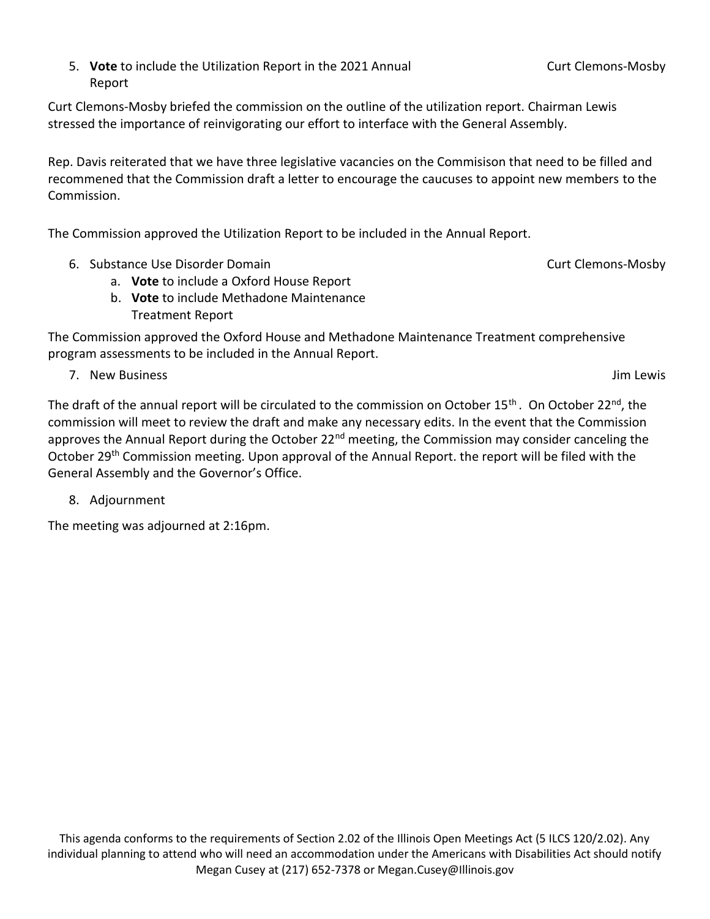5. **Vote** to include the Utilization Report in the 2021 Annual Report — Curt Clemons-Mosby

Curt Clemons-Mosby briefed the commission on the outline of the utilization report. Chairman Lewis stressed the importance of reinvigorating our effort to interface with the General Assembly.

Rep. Davis reiterated that we have three legislative vacancies on the Commisison that need to be filled and recommened that the Commission draft a letter to encourage the caucuses to appoint new members to the Commission.

The Commission approved the Utilization Report to be included in the Annual Report.

6. Substance Use Disorder Domain — Curt Clemons-Mosby
   a. **Vote** to include a Oxford House Report
   b. **Vote** to include Methadone Maintenance Treatment Report

The Commission approved the Oxford House and Methadone Maintenance Treatment comprehensive program assessments to be included in the Annual Report.

7. New Business — Jim Lewis

The draft of the annual report will be circulated to the commission on October 15th . On October 22nd, the commission will meet to review the draft and make any necessary edits. In the event that the Commission approves the Annual Report during the October 22nd meeting, the Commission may consider canceling the October 29th Commission meeting. Upon approval of the Annual Report. the report will be filed with the General Assembly and the Governor's Office.

8. Adjournment

The meeting was adjourned at 2:16pm.

This agenda conforms to the requirements of Section 2.02 of the Illinois Open Meetings Act (5 ILCS 120/2.02). Any individual planning to attend who will need an accommodation under the Americans with Disabilities Act should notify Megan Cusey at (217) 652-7378 or Megan.Cusey@Illinois.gov